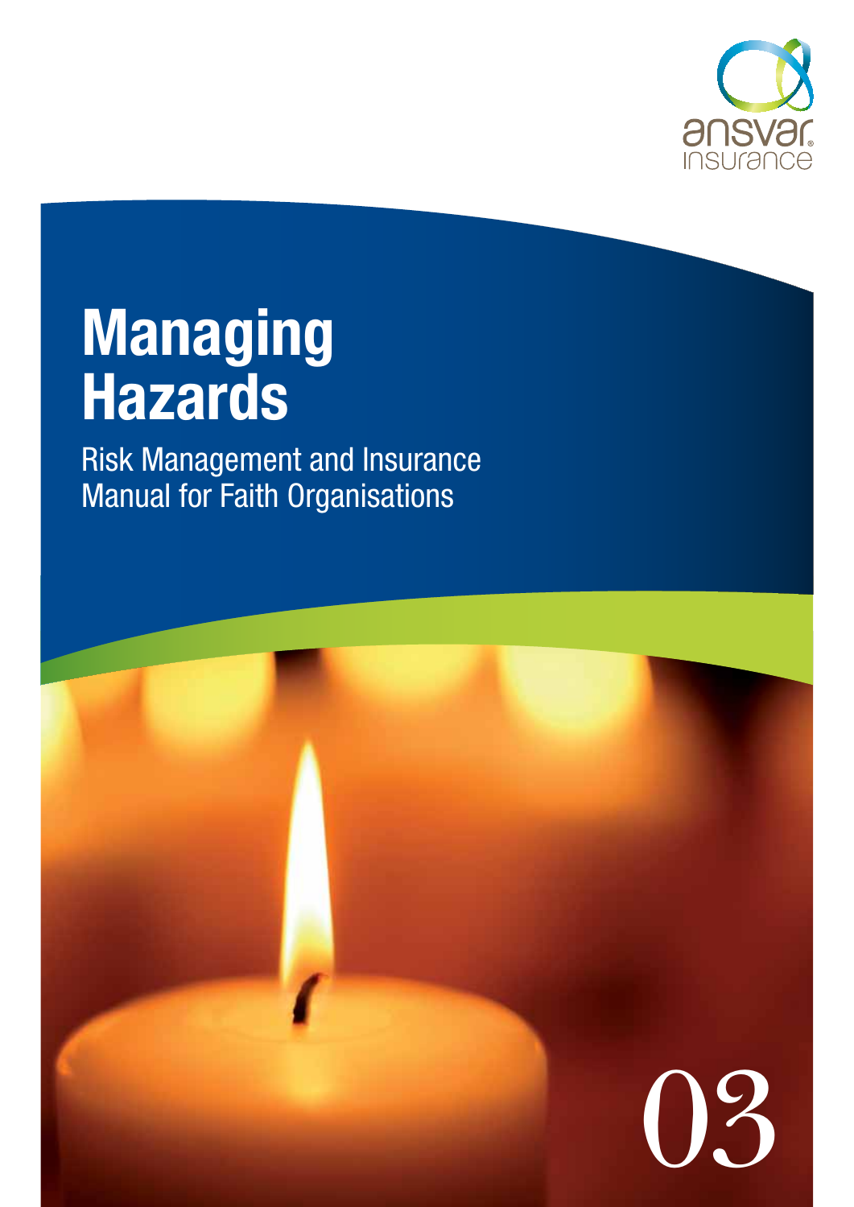ansvar insurance

# Managing Hazards

Risk Management and Insurance Manual for Faith Organisations

03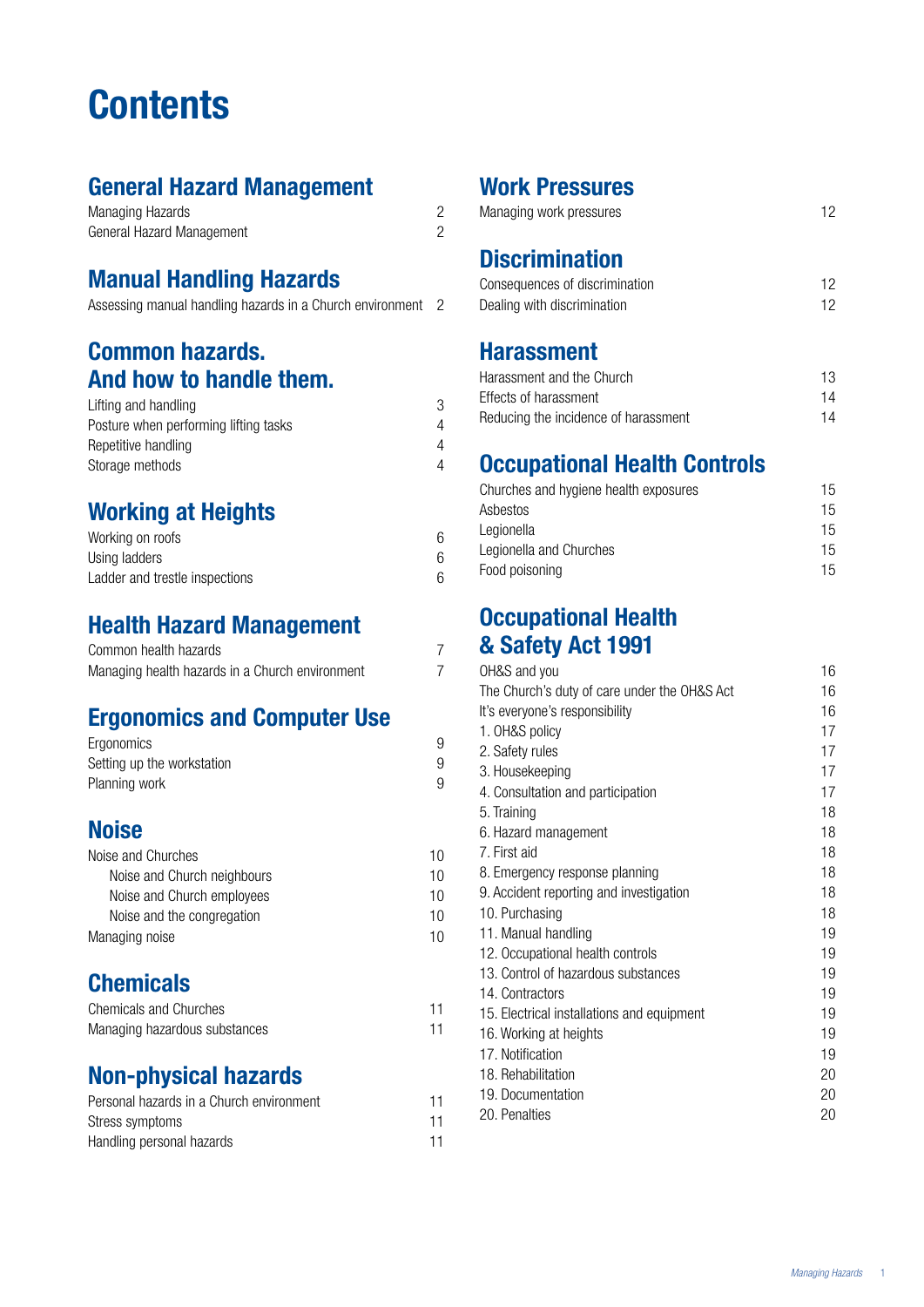# Contents

## General Hazard Management

| | |
|---|---|
| Managing Hazards | 2 |
| General Hazard Management | 2 |

## Manual Handling Hazards

| | |
|---|---|
| Assessing manual handling hazards in a Church environment | 2 |

## Common hazards. And how to handle them.

| | |
|---|---|
| Lifting and handling | 3 |
| Posture when performing lifting tasks | 4 |
| Repetitive handling | 4 |
| Storage methods | 4 |

## Working at Heights

| | |
|---|---|
| Working on roofs | 6 |
| Using ladders | 6 |
| Ladder and trestle inspections | 6 |

## Health Hazard Management

| | |
|---|---|
| Common health hazards | 7 |
| Managing health hazards in a Church environment | 7 |

## Ergonomics and Computer Use

| | |
|---|---|
| Ergonomics | 9 |
| Setting up the workstation | 9 |
| Planning work | 9 |

## Noise

| | |
|---|---|
| Noise and Churches | 10 |
| Noise and Church neighbours | 10 |
| Noise and Church employees | 10 |
| Noise and the congregation | 10 |
| Managing noise | 10 |

## Chemicals

| | |
|---|---|
| Chemicals and Churches | 11 |
| Managing hazardous substances | 11 |

## Non-physical hazards

| | |
|---|---|
| Personal hazards in a Church environment | 11 |
| Stress symptoms | 11 |
| Handling personal hazards | 11 |

## Work Pressures

| | |
|---|---|
| Managing work pressures | 12 |

## Discrimination

| | |
|---|---|
| Consequences of discrimination | 12 |
| Dealing with discrimination | 12 |

## Harassment

| | |
|---|---|
| Harassment and the Church | 13 |
| Effects of harassment | 14 |
| Reducing the incidence of harassment | 14 |

## Occupational Health Controls

| | |
|---|---|
| Churches and hygiene health exposures | 15 |
| Asbestos | 15 |
| Legionella | 15 |
| Legionella and Churches | 15 |
| Food poisoning | 15 |

## Occupational Health & Safety Act 1991

| | |
|---|---|
| OH&S and you | 16 |
| The Church's duty of care under the OH&S Act | 16 |
| It's everyone's responsibility | 16 |
| 1. OH&S policy | 17 |
| 2. Safety rules | 17 |
| 3. Housekeeping | 17 |
| 4. Consultation and participation | 17 |
| 5. Training | 18 |
| 6. Hazard management | 18 |
| 7. First aid | 18 |
| 8. Emergency response planning | 18 |
| 9. Accident reporting and investigation | 18 |
| 10. Purchasing | 18 |
| 11. Manual handling | 19 |
| 12. Occupational health controls | 19 |
| 13. Control of hazardous substances | 19 |
| 14. Contractors | 19 |
| 15. Electrical installations and equipment | 19 |
| 16. Working at heights | 19 |
| 17. Notification | 19 |
| 18. Rehabilitation | 20 |
| 19. Documentation | 20 |
| 20. Penalties | 20 |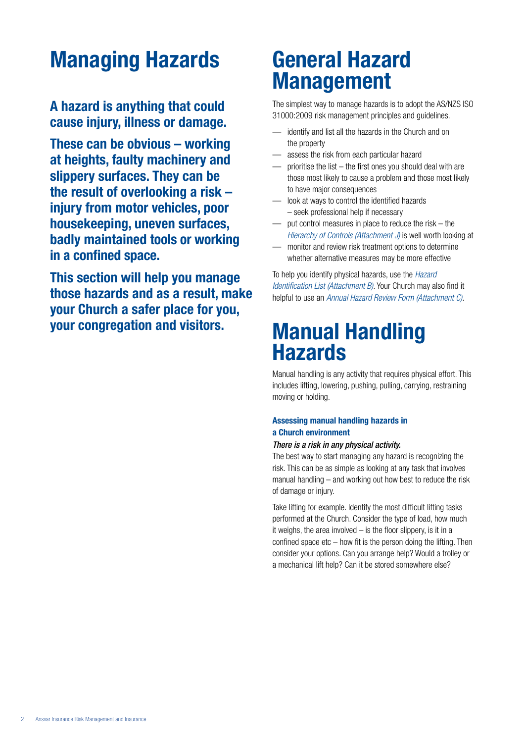# Managing Hazards

**A hazard is anything that could cause injury, illness or damage.**

**These can be obvious – working at heights, faulty machinery and slippery surfaces. They can be the result of overlooking a risk – injury from motor vehicles, poor housekeeping, uneven surfaces, badly maintained tools or working in a confined space.**

**This section will help you manage those hazards and as a result, make your Church a safer place for you, your congregation and visitors.**

# General Hazard Management

The simplest way to manage hazards is to adopt the AS/NZS ISO 31000:2009 risk management principles and guidelines.

- identify and list all the hazards in the Church and on the property
- assess the risk from each particular hazard
- prioritise the list – the first ones you should deal with are those most likely to cause a problem and those most likely to have major consequences
- look at ways to control the identified hazards – seek professional help if necessary
- put control measures in place to reduce the risk – the *Hierarchy of Controls (Attachment J)* is well worth looking at
- monitor and review risk treatment options to determine whether alternative measures may be more effective

To help you identify physical hazards, use the *Hazard Identification List (Attachment B)*. Your Church may also find it helpful to use an *Annual Hazard Review Form (Attachment C)*.

# Manual Handling Hazards

Manual handling is any activity that requires physical effort. This includes lifting, lowering, pushing, pulling, carrying, restraining moving or holding.

### Assessing manual handling hazards in a Church environment

*There is a risk in any physical activity.*

The best way to start managing any hazard is recognizing the risk. This can be as simple as looking at any task that involves manual handling – and working out how best to reduce the risk of damage or injury.

Take lifting for example. Identify the most difficult lifting tasks performed at the Church. Consider the type of load, how much it weighs, the area involved – is the floor slippery, is it in a confined space etc – how fit is the person doing the lifting. Then consider your options. Can you arrange help? Would a trolley or a mechanical lift help? Can it be stored somewhere else?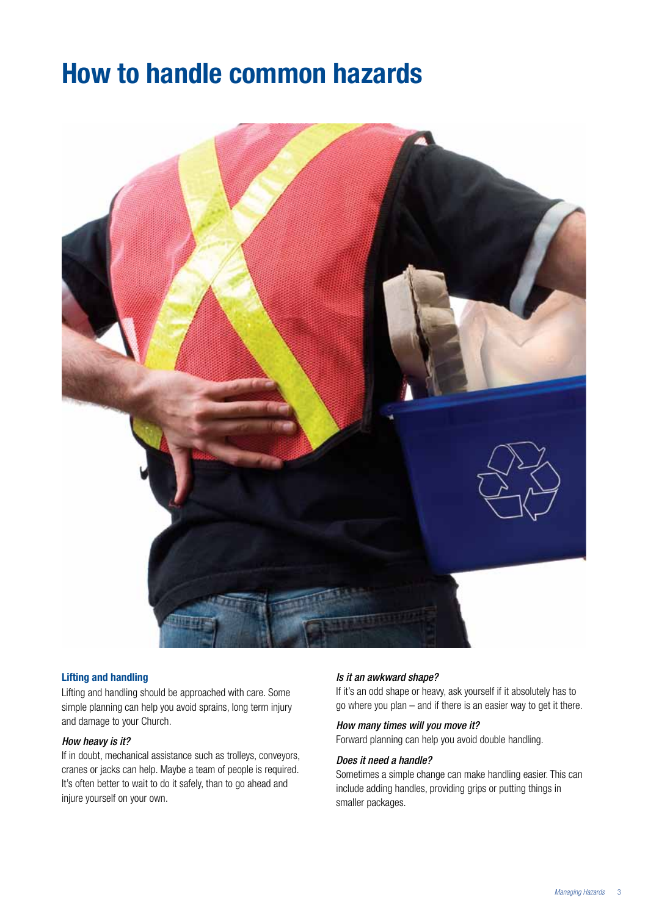# How to handle common hazards

### Lifting and handling

Lifting and handling should be approached with care. Some simple planning can help you avoid sprains, long term injury and damage to your Church.

*How heavy is it?*

If in doubt, mechanical assistance such as trolleys, conveyors, cranes or jacks can help. Maybe a team of people is required. It's often better to wait to do it safely, than to go ahead and injure yourself on your own.

*Is it an awkward shape?*

If it's an odd shape or heavy, ask yourself if it absolutely has to go where you plan – and if there is an easier way to get it there.

*How many times will you move it?*

Forward planning can help you avoid double handling.

*Does it need a handle?*

Sometimes a simple change can make handling easier. This can include adding handles, providing grips or putting things in smaller packages.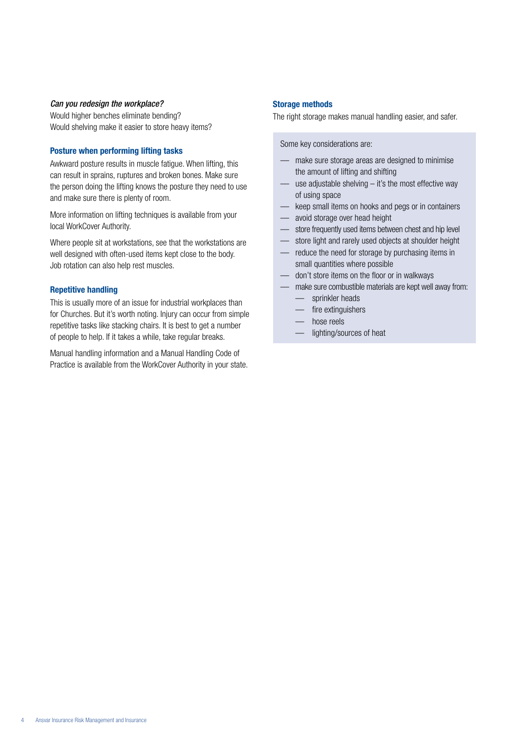*Can you redesign the workplace?*
Would higher benches eliminate bending?
Would shelving make it easier to store heavy items?

### Posture when performing lifting tasks

Awkward posture results in muscle fatigue. When lifting, this can result in sprains, ruptures and broken bones. Make sure the person doing the lifting knows the posture they need to use and make sure there is plenty of room.

More information on lifting techniques is available from your local WorkCover Authority.

Where people sit at workstations, see that the workstations are well designed with often-used items kept close to the body. Job rotation can also help rest muscles.

### Repetitive handling

This is usually more of an issue for industrial workplaces than for Churches. But it's worth noting. Injury can occur from simple repetitive tasks like stacking chairs. It is best to get a number of people to help. If it takes a while, take regular breaks.

Manual handling information and a Manual Handling Code of Practice is available from the WorkCover Authority in your state.

### Storage methods

The right storage makes manual handling easier, and safer.

Some key considerations are:

- make sure storage areas are designed to minimise the amount of lifting and shifting
- use adjustable shelving – it's the most effective way of using space
- keep small items on hooks and pegs or in containers
- avoid storage over head height
- store frequently used items between chest and hip level
- store light and rarely used objects at shoulder height
- reduce the need for storage by purchasing items in small quantities where possible
- don't store items on the floor or in walkways
- make sure combustible materials are kept well away from:
  - sprinkler heads
  - fire extinguishers
  - hose reels
  - lighting/sources of heat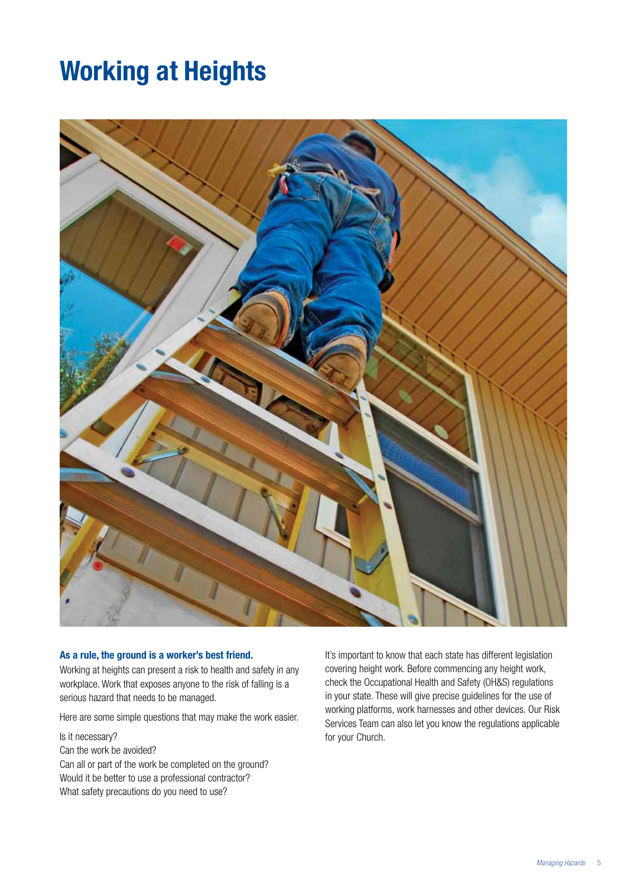# Working at Heights

**As a rule, the ground is a worker's best friend.**

Working at heights can present a risk to health and safety in any workplace. Work that exposes anyone to the risk of falling is a serious hazard that needs to be managed.

Here are some simple questions that may make the work easier.

Is it necessary?
Can the work be avoided?
Can all or part of the work be completed on the ground?
Would it be better to use a professional contractor?
What safety precautions do you need to use?

It's important to know that each state has different legislation covering height work. Before commencing any height work, check the Occupational Health and Safety (OH&S) regulations in your state. These will give precise guidelines for the use of working platforms, work harnesses and other devices. Our Risk Services Team can also let you know the regulations applicable for your Church.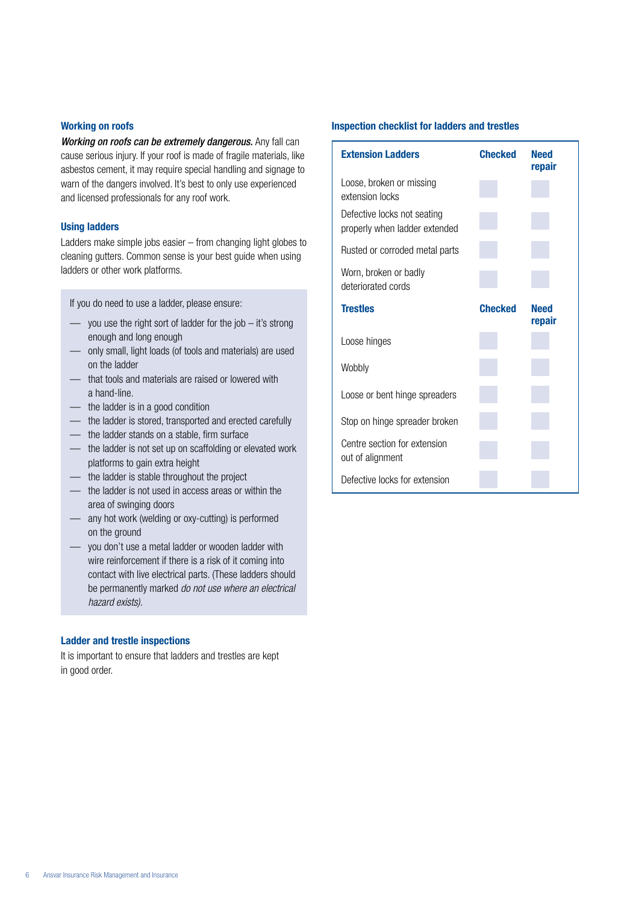## Working on roofs

***Working on roofs can be extremely dangerous.*** Any fall can cause serious injury. If your roof is made of fragile materials, like asbestos cement, it may require special handling and signage to warn of the dangers involved. It's best to only use experienced and licensed professionals for any roof work.

## Using ladders

Ladders make simple jobs easier – from changing light globes to cleaning gutters. Common sense is your best guide when using ladders or other work platforms.

If you do need to use a ladder, please ensure:

- you use the right sort of ladder for the job – it's strong enough and long enough
- only small, light loads (of tools and materials) are used on the ladder
- that tools and materials are raised or lowered with a hand-line.
- the ladder is in a good condition
- the ladder is stored, transported and erected carefully
- the ladder stands on a stable, firm surface
- the ladder is not set up on scaffolding or elevated work platforms to gain extra height
- the ladder is stable throughout the project
- the ladder is not used in access areas or within the area of swinging doors
- any hot work (welding or oxy-cutting) is performed on the ground
- you don't use a metal ladder or wooden ladder with wire reinforcement if there is a risk of it coming into contact with live electrical parts. (These ladders should be permanently marked *do not use where an electrical hazard exists).*

## Ladder and trestle inspections

It is important to ensure that ladders and trestles are kept in good order.

## Inspection checklist for ladders and trestles

| **Extension Ladders** | **Checked** | **Need repair** |
|---|---|---|
| Loose, broken or missing extension locks | | |
| Defective locks not seating properly when ladder extended | | |
| Rusted or corroded metal parts | | |
| Worn, broken or badly deteriorated cords | | |
| **Trestles** | **Checked** | **Need repair** |
| Loose hinges | | |
| Wobbly | | |
| Loose or bent hinge spreaders | | |
| Stop on hinge spreader broken | | |
| Centre section for extension out of alignment | | |
| Defective locks for extension | | |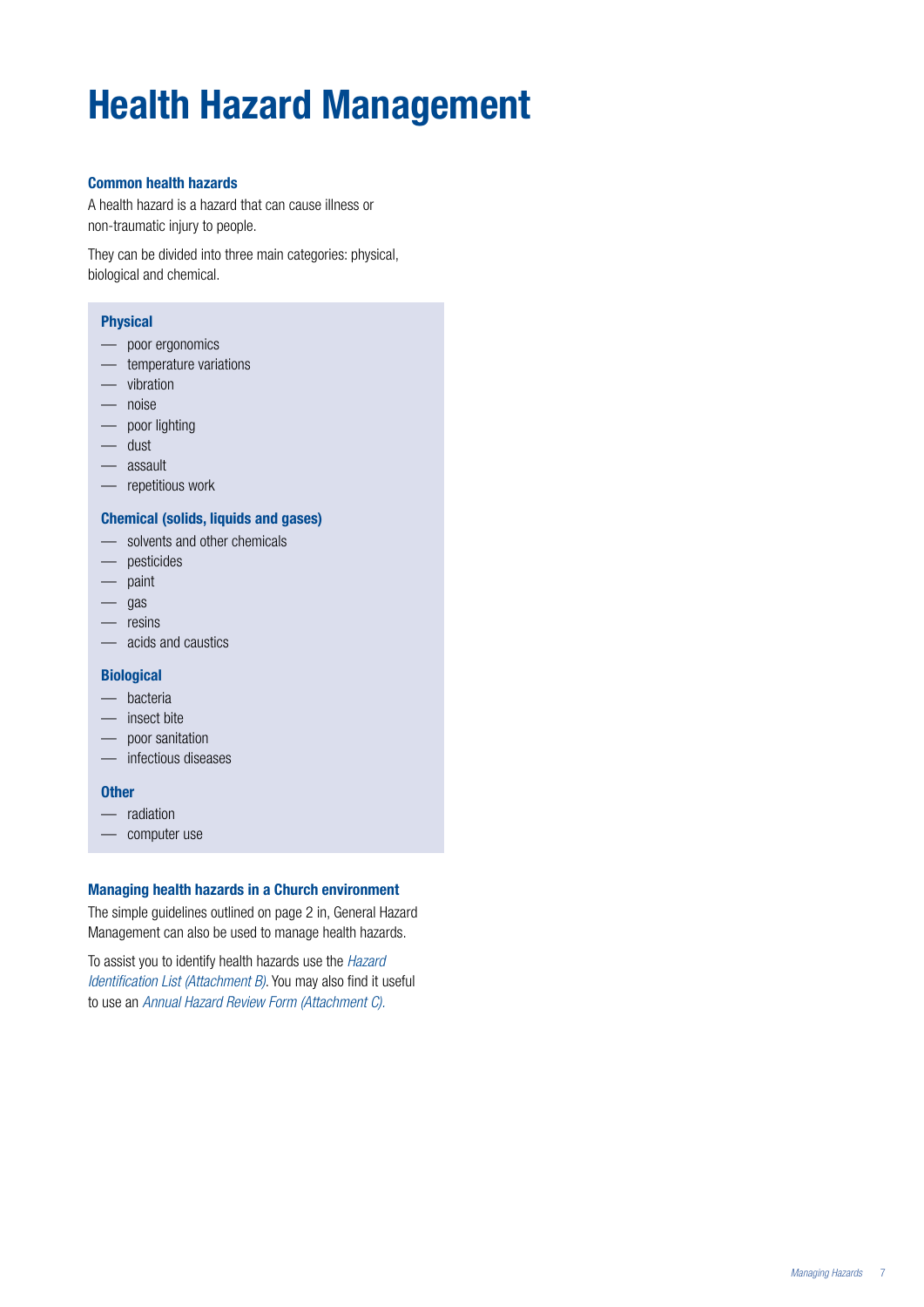# Health Hazard Management

### Common health hazards

A health hazard is a hazard that can cause illness or non-traumatic injury to people.

They can be divided into three main categories: physical, biological and chemical.

#### Physical

- poor ergonomics
- temperature variations
- vibration
- noise
- poor lighting
- dust
- assault
- repetitious work

#### Chemical (solids, liquids and gases)

- solvents and other chemicals
- pesticides
- paint
- gas
- resins
- acids and caustics

#### Biological

- bacteria
- insect bite
- poor sanitation
- infectious diseases

#### Other

- radiation
- computer use

### Managing health hazards in a Church environment

The simple guidelines outlined on page 2 in, General Hazard Management can also be used to manage health hazards.

To assist you to identify health hazards use the *Hazard Identification List (Attachment B).* You may also find it useful to use an *Annual Hazard Review Form (Attachment C).*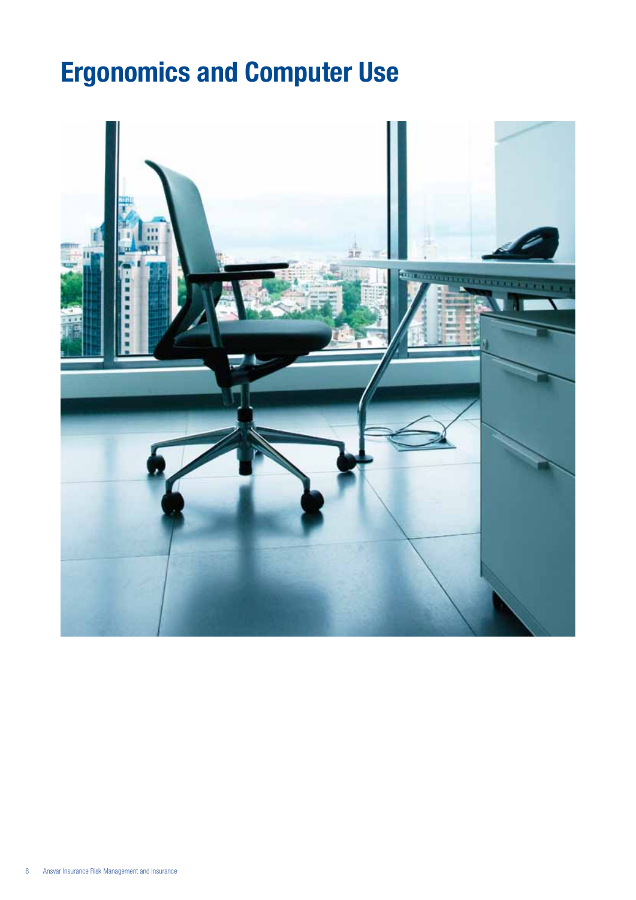# Ergonomics and Computer Use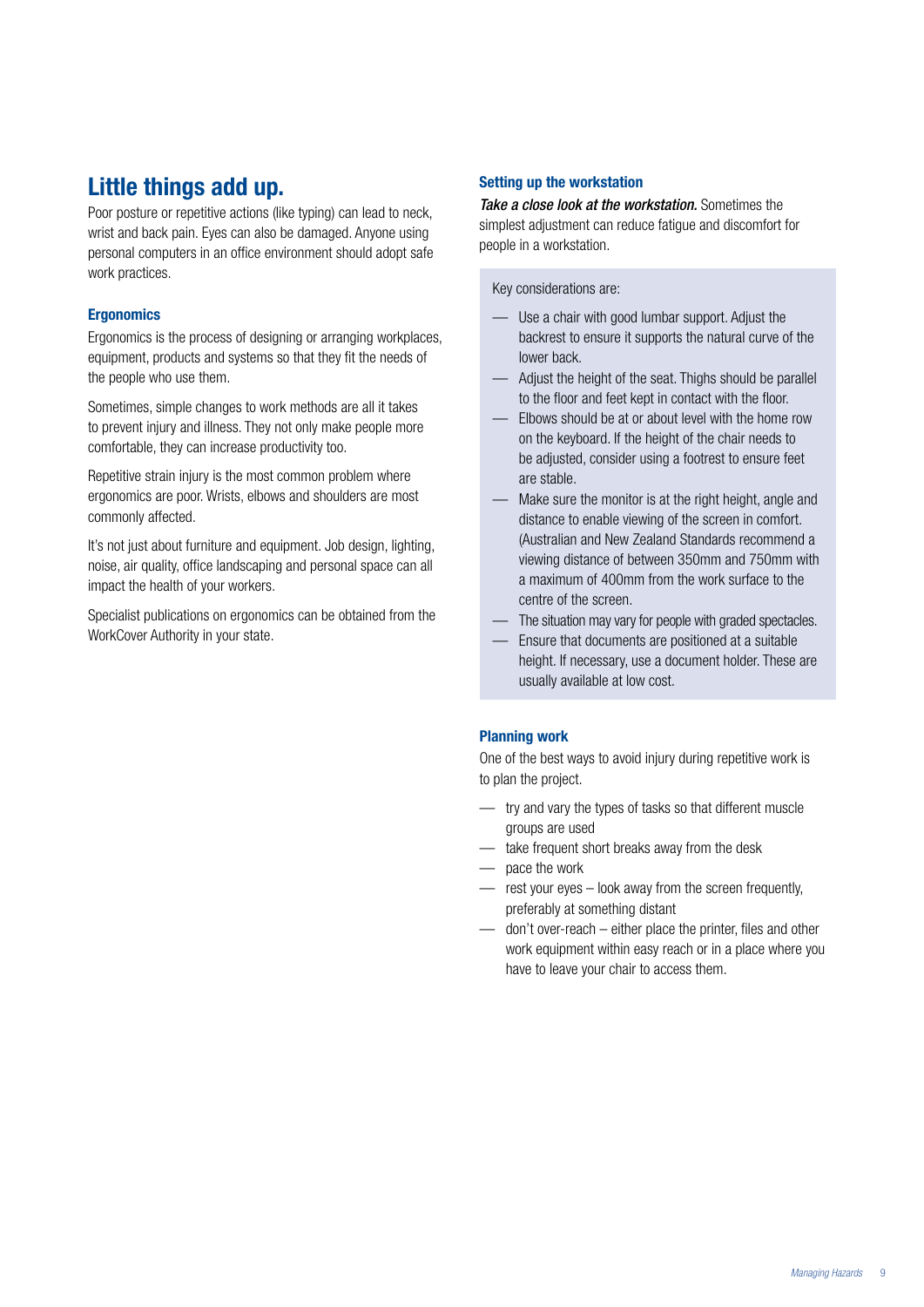## Little things add up.

Poor posture or repetitive actions (like typing) can lead to neck, wrist and back pain. Eyes can also be damaged. Anyone using personal computers in an office environment should adopt safe work practices.

### Ergonomics

Ergonomics is the process of designing or arranging workplaces, equipment, products and systems so that they fit the needs of the people who use them.

Sometimes, simple changes to work methods are all it takes to prevent injury and illness. They not only make people more comfortable, they can increase productivity too.

Repetitive strain injury is the most common problem where ergonomics are poor. Wrists, elbows and shoulders are most commonly affected.

It's not just about furniture and equipment. Job design, lighting, noise, air quality, office landscaping and personal space can all impact the health of your workers.

Specialist publications on ergonomics can be obtained from the WorkCover Authority in your state.

### Setting up the workstation

***Take a close look at the workstation.*** Sometimes the simplest adjustment can reduce fatigue and discomfort for people in a workstation.

Key considerations are:

- Use a chair with good lumbar support. Adjust the backrest to ensure it supports the natural curve of the lower back.
- Adjust the height of the seat. Thighs should be parallel to the floor and feet kept in contact with the floor.
- Elbows should be at or about level with the home row on the keyboard. If the height of the chair needs to be adjusted, consider using a footrest to ensure feet are stable.
- Make sure the monitor is at the right height, angle and distance to enable viewing of the screen in comfort. (Australian and New Zealand Standards recommend a viewing distance of between 350mm and 750mm with a maximum of 400mm from the work surface to the centre of the screen.
- The situation may vary for people with graded spectacles.
- Ensure that documents are positioned at a suitable height. If necessary, use a document holder. These are usually available at low cost.

### Planning work

One of the best ways to avoid injury during repetitive work is to plan the project.

- try and vary the types of tasks so that different muscle groups are used
- take frequent short breaks away from the desk
- pace the work
- rest your eyes – look away from the screen frequently, preferably at something distant
- don't over-reach – either place the printer, files and other work equipment within easy reach or in a place where you have to leave your chair to access them.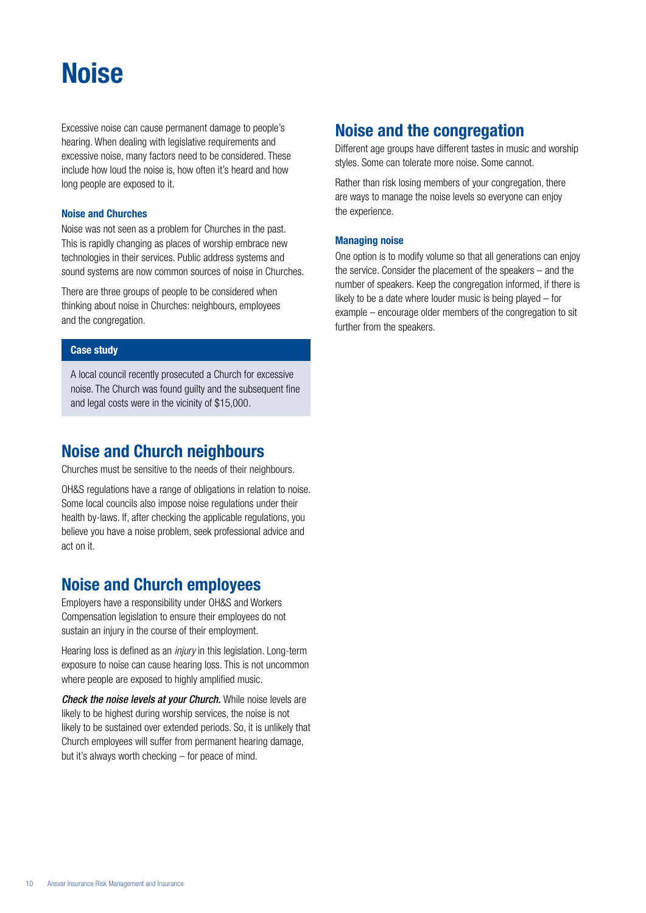# Noise

Excessive noise can cause permanent damage to people's hearing. When dealing with legislative requirements and excessive noise, many factors need to be considered. These include how loud the noise is, how often it's heard and how long people are exposed to it.

### Noise and Churches

Noise was not seen as a problem for Churches in the past. This is rapidly changing as places of worship embrace new technologies in their services. Public address systems and sound systems are now common sources of noise in Churches.

There are three groups of people to be considered when thinking about noise in Churches: neighbours, employees and the congregation.

> **Case study**
>
> A local council recently prosecuted a Church for excessive noise. The Church was found guilty and the subsequent fine and legal costs were in the vicinity of $15,000.

## Noise and Church neighbours

Churches must be sensitive to the needs of their neighbours.

OH&S regulations have a range of obligations in relation to noise. Some local councils also impose noise regulations under their health by-laws. If, after checking the applicable regulations, you believe you have a noise problem, seek professional advice and act on it.

## Noise and Church employees

Employers have a responsibility under OH&S and Workers Compensation legislation to ensure their employees do not sustain an injury in the course of their employment.

Hearing loss is defined as an *injury* in this legislation. Long-term exposure to noise can cause hearing loss. This is not uncommon where people are exposed to highly amplified music.

***Check the noise levels at your Church.*** While noise levels are likely to be highest during worship services, the noise is not likely to be sustained over extended periods. So, it is unlikely that Church employees will suffer from permanent hearing damage, but it's always worth checking – for peace of mind.

## Noise and the congregation

Different age groups have different tastes in music and worship styles. Some can tolerate more noise. Some cannot.

Rather than risk losing members of your congregation, there are ways to manage the noise levels so everyone can enjoy the experience.

### Managing noise

One option is to modify volume so that all generations can enjoy the service. Consider the placement of the speakers – and the number of speakers. Keep the congregation informed, if there is likely to be a date where louder music is being played – for example – encourage older members of the congregation to sit further from the speakers.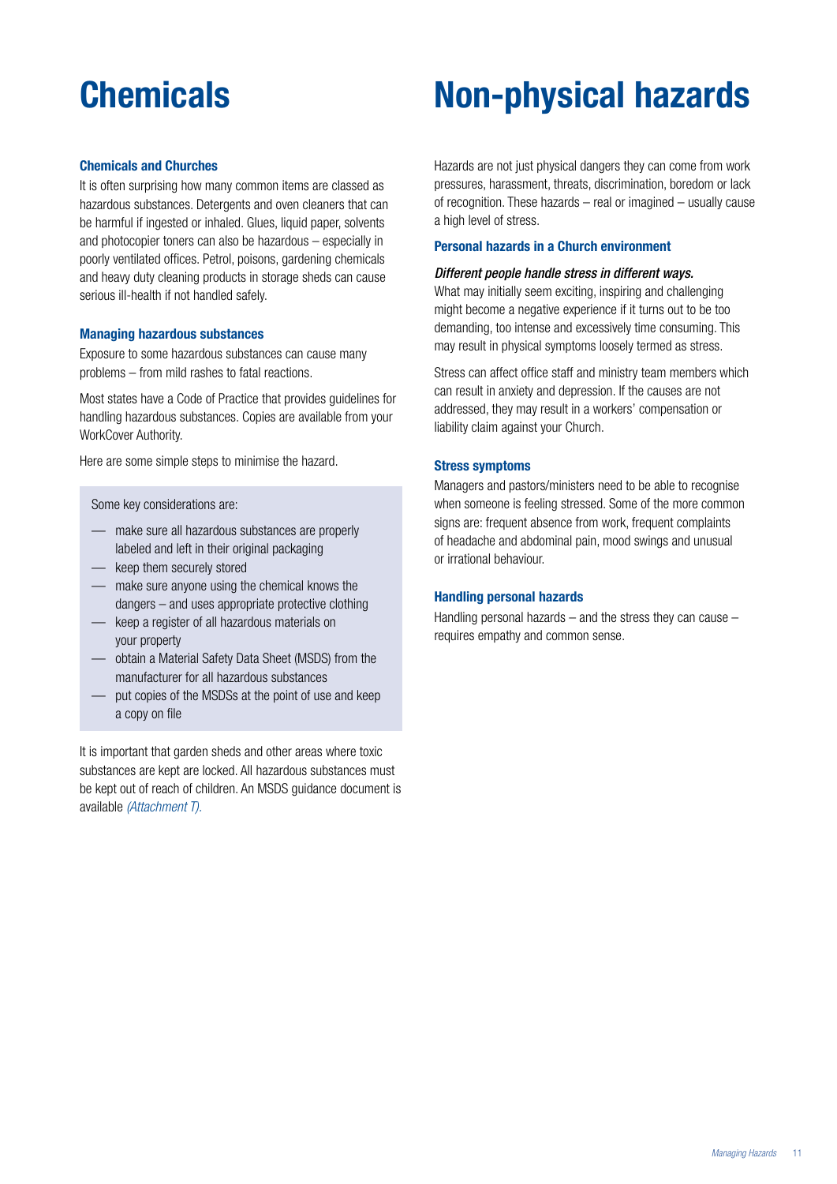# Chemicals

### Chemicals and Churches

It is often surprising how many common items are classed as hazardous substances. Detergents and oven cleaners that can be harmful if ingested or inhaled. Glues, liquid paper, solvents and photocopier toners can also be hazardous – especially in poorly ventilated offices. Petrol, poisons, gardening chemicals and heavy duty cleaning products in storage sheds can cause serious ill-health if not handled safely.

### Managing hazardous substances

Exposure to some hazardous substances can cause many problems – from mild rashes to fatal reactions.

Most states have a Code of Practice that provides guidelines for handling hazardous substances. Copies are available from your WorkCover Authority.

Here are some simple steps to minimise the hazard.

> Some key considerations are:
>
> - make sure all hazardous substances are properly labeled and left in their original packaging
> - keep them securely stored
> - make sure anyone using the chemical knows the dangers – and uses appropriate protective clothing
> - keep a register of all hazardous materials on your property
> - obtain a Material Safety Data Sheet (MSDS) from the manufacturer for all hazardous substances
> - put copies of the MSDSs at the point of use and keep a copy on file

It is important that garden sheds and other areas where toxic substances are kept are locked. All hazardous substances must be kept out of reach of children. An MSDS guidance document is available *(Attachment T).*

# Non-physical hazards

Hazards are not just physical dangers they can come from work pressures, harassment, threats, discrimination, boredom or lack of recognition. These hazards – real or imagined – usually cause a high level of stress.

### Personal hazards in a Church environment

***Different people handle stress in different ways.***
What may initially seem exciting, inspiring and challenging might become a negative experience if it turns out to be too demanding, too intense and excessively time consuming. This may result in physical symptoms loosely termed as stress.

Stress can affect office staff and ministry team members which can result in anxiety and depression. If the causes are not addressed, they may result in a workers' compensation or liability claim against your Church.

### Stress symptoms

Managers and pastors/ministers need to be able to recognise when someone is feeling stressed. Some of the more common signs are: frequent absence from work, frequent complaints of headache and abdominal pain, mood swings and unusual or irrational behaviour.

### Handling personal hazards

Handling personal hazards – and the stress they can cause – requires empathy and common sense.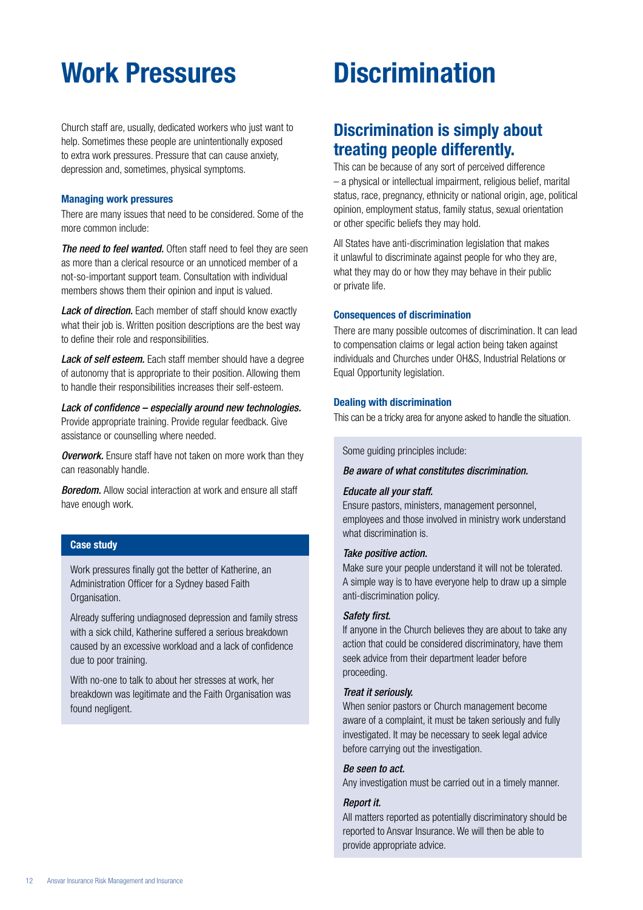# Work Pressures

Church staff are, usually, dedicated workers who just want to help. Sometimes these people are unintentionally exposed to extra work pressures. Pressure that can cause anxiety, depression and, sometimes, physical symptoms.

### Managing work pressures

There are many issues that need to be considered. Some of the more common include:

***The need to feel wanted.*** Often staff need to feel they are seen as more than a clerical resource or an unnoticed member of a not-so-important support team. Consultation with individual members shows them their opinion and input is valued.

***Lack of direction.*** Each member of staff should know exactly what their job is. Written position descriptions are the best way to define their role and responsibilities.

***Lack of self esteem.*** Each staff member should have a degree of autonomy that is appropriate to their position. Allowing them to handle their responsibilities increases their self-esteem.

***Lack of confidence – especially around new technologies.*** Provide appropriate training. Provide regular feedback. Give assistance or counselling where needed.

***Overwork.*** Ensure staff have not taken on more work than they can reasonably handle.

***Boredom.*** Allow social interaction at work and ensure all staff have enough work.

#### Case study

Work pressures finally got the better of Katherine, an Administration Officer for a Sydney based Faith Organisation.

Already suffering undiagnosed depression and family stress with a sick child, Katherine suffered a serious breakdown caused by an excessive workload and a lack of confidence due to poor training.

With no-one to talk to about her stresses at work, her breakdown was legitimate and the Faith Organisation was found negligent.

# Discrimination

## Discrimination is simply about treating people differently.

This can be because of any sort of perceived difference – a physical or intellectual impairment, religious belief, marital status, race, pregnancy, ethnicity or national origin, age, political opinion, employment status, family status, sexual orientation or other specific beliefs they may hold.

All States have anti-discrimination legislation that makes it unlawful to discriminate against people for who they are, what they may do or how they may behave in their public or private life.

### Consequences of discrimination

There are many possible outcomes of discrimination. It can lead to compensation claims or legal action being taken against individuals and Churches under OH&S, Industrial Relations or Equal Opportunity legislation.

### Dealing with discrimination

This can be a tricky area for anyone asked to handle the situation.

Some guiding principles include:

*Be aware of what constitutes discrimination.*

*Educate all your staff.*
Ensure pastors, ministers, management personnel, employees and those involved in ministry work understand what discrimination is.

*Take positive action.*
Make sure your people understand it will not be tolerated. A simple way is to have everyone help to draw up a simple anti-discrimination policy.

*Safety first.*
If anyone in the Church believes they are about to take any action that could be considered discriminatory, have them seek advice from their department leader before proceeding.

*Treat it seriously.*
When senior pastors or Church management become aware of a complaint, it must be taken seriously and fully investigated. It may be necessary to seek legal advice before carrying out the investigation.

*Be seen to act.*
Any investigation must be carried out in a timely manner.

*Report it.*
All matters reported as potentially discriminatory should be reported to Ansvar Insurance. We will then be able to provide appropriate advice.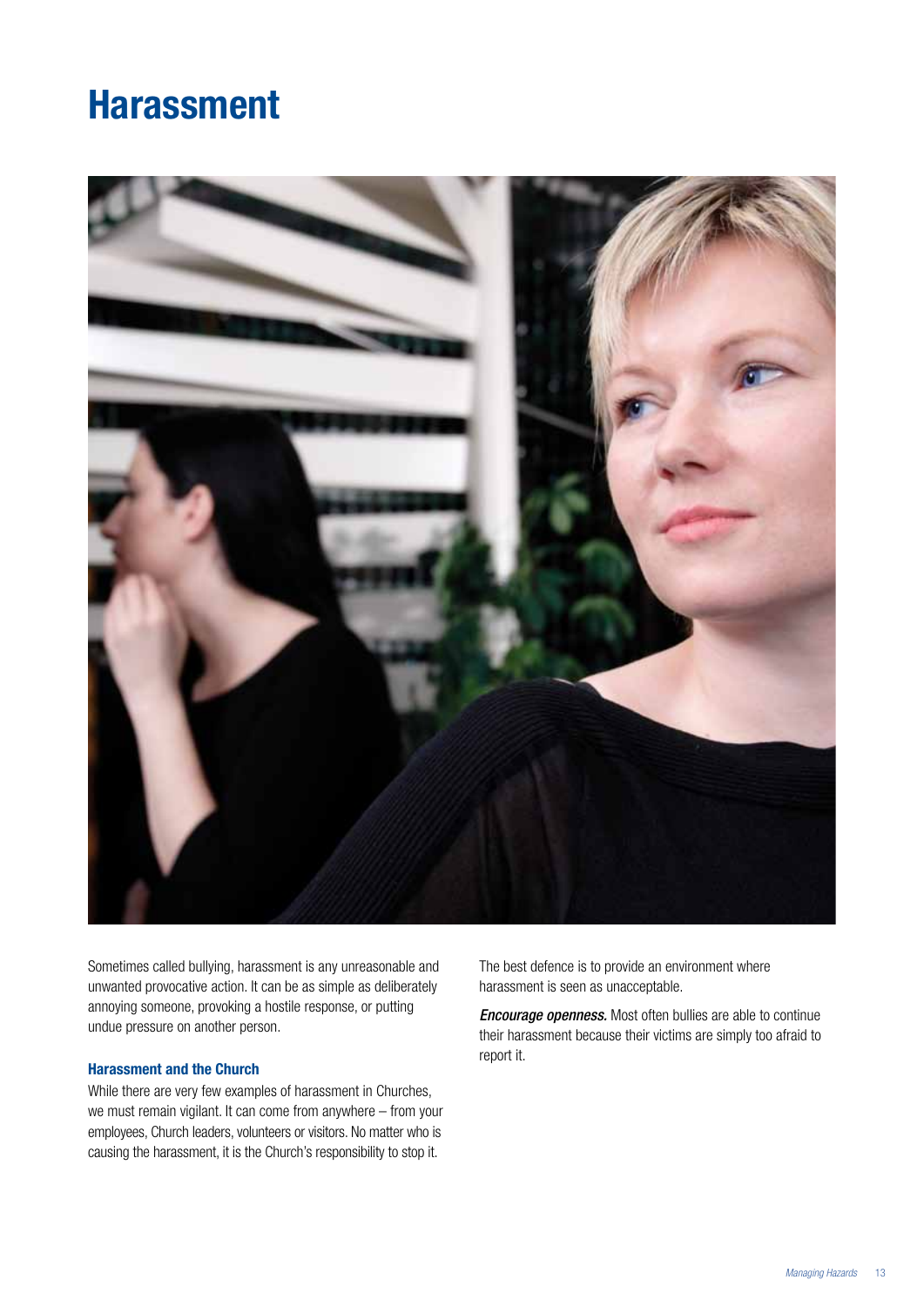# Harassment

Sometimes called bullying, harassment is any unreasonable and unwanted provocative action. It can be as simple as deliberately annoying someone, provoking a hostile response, or putting undue pressure on another person.

### Harassment and the Church

While there are very few examples of harassment in Churches, we must remain vigilant. It can come from anywhere – from your employees, Church leaders, volunteers or visitors. No matter who is causing the harassment, it is the Church's responsibility to stop it.

The best defence is to provide an environment where harassment is seen as unacceptable.

***Encourage openness.*** Most often bullies are able to continue their harassment because their victims are simply too afraid to report it.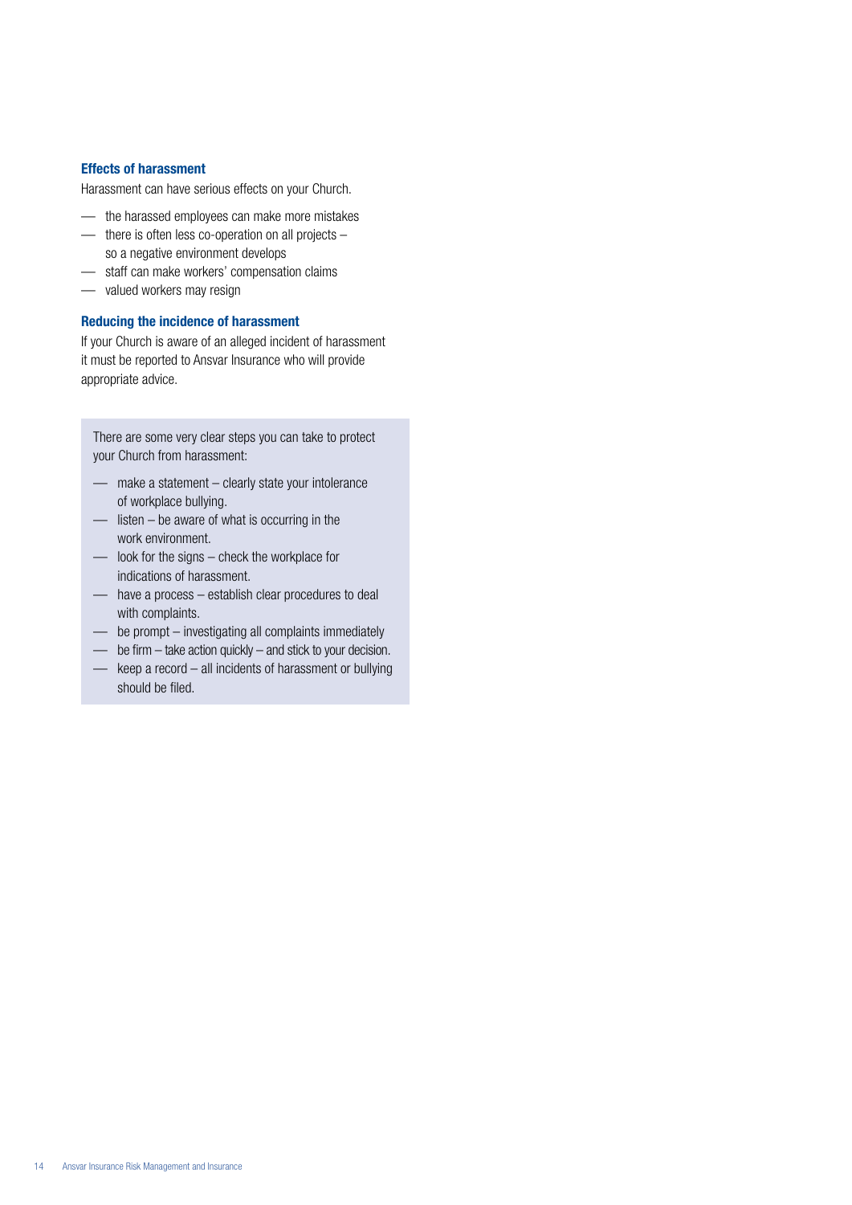### Effects of harassment

Harassment can have serious effects on your Church.

- the harassed employees can make more mistakes
- there is often less co-operation on all projects – so a negative environment develops
- staff can make workers' compensation claims
- valued workers may resign

### Reducing the incidence of harassment

If your Church is aware of an alleged incident of harassment it must be reported to Ansvar Insurance who will provide appropriate advice.

There are some very clear steps you can take to protect your Church from harassment:

- make a statement – clearly state your intolerance of workplace bullying.
- listen – be aware of what is occurring in the work environment.
- look for the signs – check the workplace for indications of harassment.
- have a process – establish clear procedures to deal with complaints.
- be prompt – investigating all complaints immediately
- be firm – take action quickly – and stick to your decision.
- keep a record – all incidents of harassment or bullying should be filed.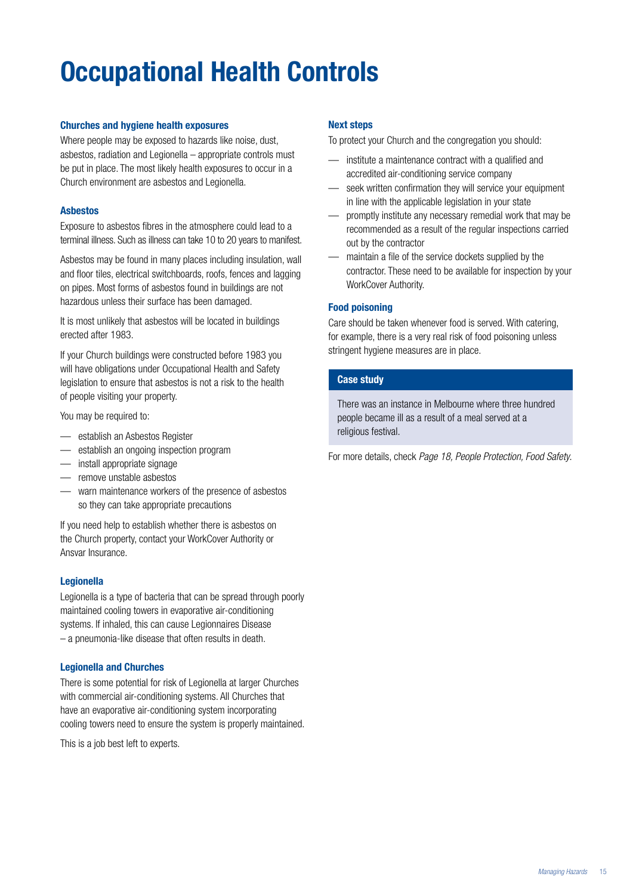# Occupational Health Controls

### Churches and hygiene health exposures

Where people may be exposed to hazards like noise, dust, asbestos, radiation and Legionella – appropriate controls must be put in place. The most likely health exposures to occur in a Church environment are asbestos and Legionella.

### Asbestos

Exposure to asbestos fibres in the atmosphere could lead to a terminal illness. Such as illness can take 10 to 20 years to manifest.

Asbestos may be found in many places including insulation, wall and floor tiles, electrical switchboards, roofs, fences and lagging on pipes. Most forms of asbestos found in buildings are not hazardous unless their surface has been damaged.

It is most unlikely that asbestos will be located in buildings erected after 1983.

If your Church buildings were constructed before 1983 you will have obligations under Occupational Health and Safety legislation to ensure that asbestos is not a risk to the health of people visiting your property.

You may be required to:

- establish an Asbestos Register
- establish an ongoing inspection program
- install appropriate signage
- remove unstable asbestos
- warn maintenance workers of the presence of asbestos so they can take appropriate precautions

If you need help to establish whether there is asbestos on the Church property, contact your WorkCover Authority or Ansvar Insurance.

### Legionella

Legionella is a type of bacteria that can be spread through poorly maintained cooling towers in evaporative air-conditioning systems. If inhaled, this can cause Legionnaires Disease – a pneumonia-like disease that often results in death.

### Legionella and Churches

There is some potential for risk of Legionella at larger Churches with commercial air-conditioning systems. All Churches that have an evaporative air-conditioning system incorporating cooling towers need to ensure the system is properly maintained.

This is a job best left to experts.

### Next steps

To protect your Church and the congregation you should:

- institute a maintenance contract with a qualified and accredited air-conditioning service company
- seek written confirmation they will service your equipment in line with the applicable legislation in your state
- promptly institute any necessary remedial work that may be recommended as a result of the regular inspections carried out by the contractor
- maintain a file of the service dockets supplied by the contractor. These need to be available for inspection by your WorkCover Authority.

### Food poisoning

Care should be taken whenever food is served. With catering, for example, there is a very real risk of food poisoning unless stringent hygiene measures are in place.

**Case study**

There was an instance in Melbourne where three hundred people became ill as a result of a meal served at a religious festival.

For more details, check *Page 18, People Protection, Food Safety*.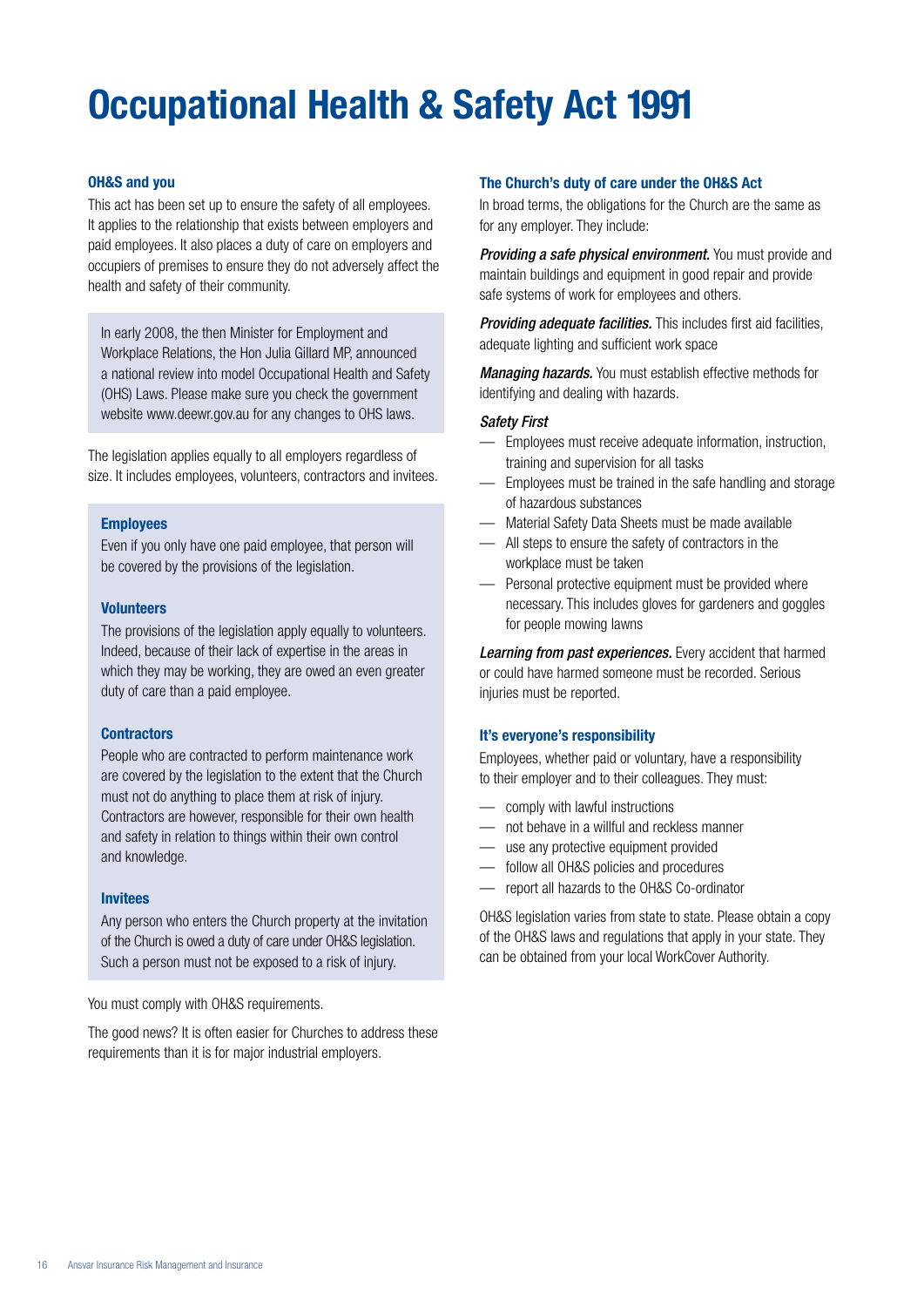# Occupational Health & Safety Act 1991

### OH&S and you

This act has been set up to ensure the safety of all employees. It applies to the relationship that exists between employers and paid employees. It also places a duty of care on employers and occupiers of premises to ensure they do not adversely affect the health and safety of their community.

> In early 2008, the then Minister for Employment and Workplace Relations, the Hon Julia Gillard MP, announced a national review into model Occupational Health and Safety (OHS) Laws. Please make sure you check the government website www.deewr.gov.au for any changes to OHS laws.

The legislation applies equally to all employers regardless of size. It includes employees, volunteers, contractors and invitees.

#### Employees

Even if you only have one paid employee, that person will be covered by the provisions of the legislation.

#### Volunteers

The provisions of the legislation apply equally to volunteers. Indeed, because of their lack of expertise in the areas in which they may be working, they are owed an even greater duty of care than a paid employee.

#### Contractors

People who are contracted to perform maintenance work are covered by the legislation to the extent that the Church must not do anything to place them at risk of injury. Contractors are however, responsible for their own health and safety in relation to things within their own control and knowledge.

#### Invitees

Any person who enters the Church property at the invitation of the Church is owed a duty of care under OH&S legislation. Such a person must not be exposed to a risk of injury.

You must comply with OH&S requirements.

The good news? It is often easier for Churches to address these requirements than it is for major industrial employers.

### The Church's duty of care under the OH&S Act

In broad terms, the obligations for the Church are the same as for any employer. They include:

***Providing a safe physical environment.*** You must provide and maintain buildings and equipment in good repair and provide safe systems of work for employees and others.

***Providing adequate facilities.*** This includes first aid facilities, adequate lighting and sufficient work space

***Managing hazards.*** You must establish effective methods for identifying and dealing with hazards.

*Safety First*

- Employees must receive adequate information, instruction, training and supervision for all tasks
- Employees must be trained in the safe handling and storage of hazardous substances
- Material Safety Data Sheets must be made available
- All steps to ensure the safety of contractors in the workplace must be taken
- Personal protective equipment must be provided where necessary. This includes gloves for gardeners and goggles for people mowing lawns

***Learning from past experiences.*** Every accident that harmed or could have harmed someone must be recorded. Serious injuries must be reported.

### It's everyone's responsibility

Employees, whether paid or voluntary, have a responsibility to their employer and to their colleagues. They must:

- comply with lawful instructions
- not behave in a willful and reckless manner
- use any protective equipment provided
- follow all OH&S policies and procedures
- report all hazards to the OH&S Co-ordinator

OH&S legislation varies from state to state. Please obtain a copy of the OH&S laws and regulations that apply in your state. They can be obtained from your local WorkCover Authority.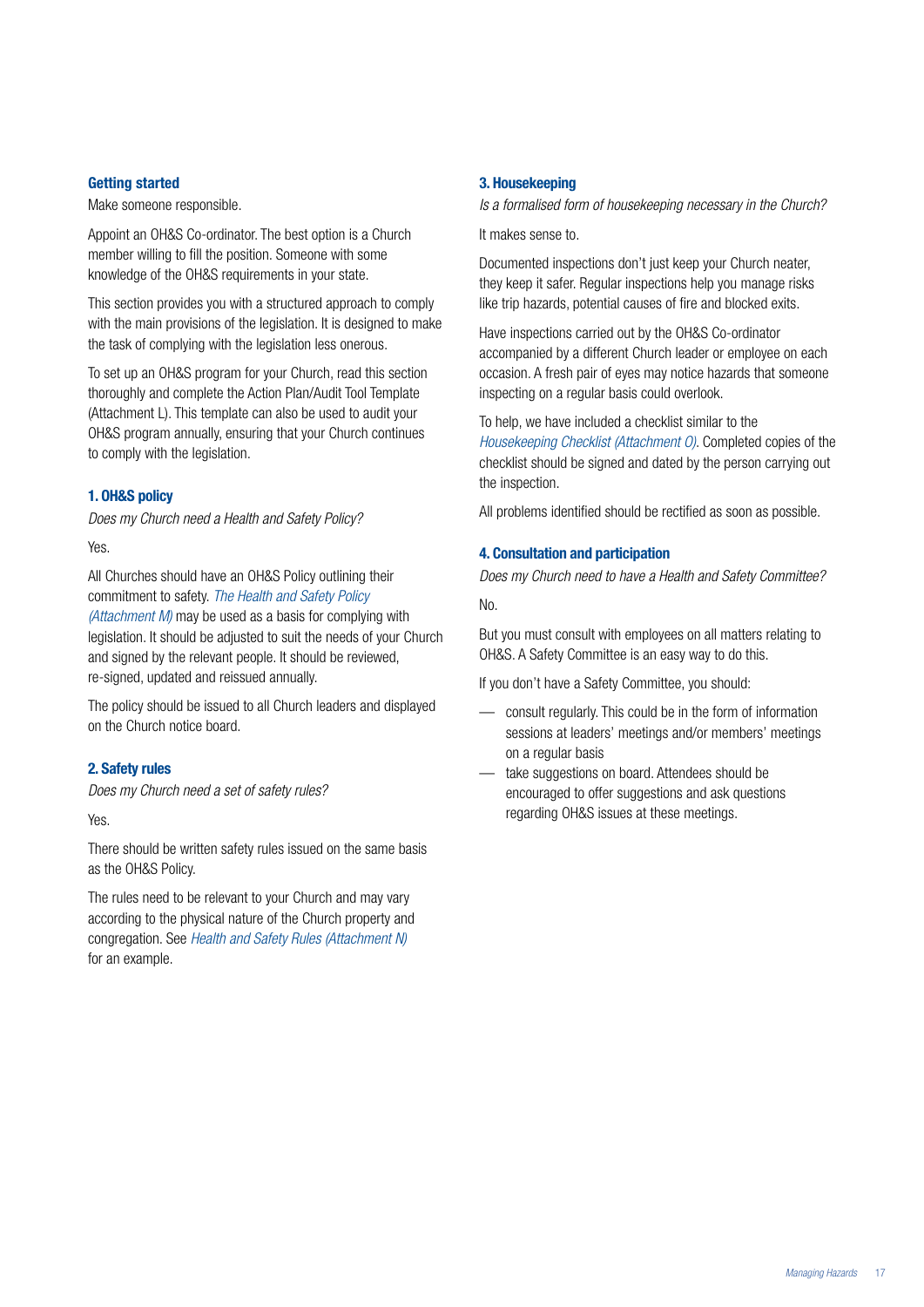### Getting started

Make someone responsible.

Appoint an OH&S Co-ordinator. The best option is a Church member willing to fill the position. Someone with some knowledge of the OH&S requirements in your state.

This section provides you with a structured approach to comply with the main provisions of the legislation. It is designed to make the task of complying with the legislation less onerous.

To set up an OH&S program for your Church, read this section thoroughly and complete the Action Plan/Audit Tool Template (Attachment L). This template can also be used to audit your OH&S program annually, ensuring that your Church continues to comply with the legislation.

### 1. OH&S policy

*Does my Church need a Health and Safety Policy?*

Yes.

All Churches should have an OH&S Policy outlining their commitment to safety. *The Health and Safety Policy (Attachment M)* may be used as a basis for complying with legislation. It should be adjusted to suit the needs of your Church and signed by the relevant people. It should be reviewed, re-signed, updated and reissued annually.

The policy should be issued to all Church leaders and displayed on the Church notice board.

### 2. Safety rules

*Does my Church need a set of safety rules?*

Yes.

There should be written safety rules issued on the same basis as the OH&S Policy.

The rules need to be relevant to your Church and may vary according to the physical nature of the Church property and congregation. See *Health and Safety Rules (Attachment N)* for an example.

### 3. Housekeeping

*Is a formalised form of housekeeping necessary in the Church?*

It makes sense to.

Documented inspections don't just keep your Church neater, they keep it safer. Regular inspections help you manage risks like trip hazards, potential causes of fire and blocked exits.

Have inspections carried out by the OH&S Co-ordinator accompanied by a different Church leader or employee on each occasion. A fresh pair of eyes may notice hazards that someone inspecting on a regular basis could overlook.

To help, we have included a checklist similar to the *Housekeeping Checklist (Attachment O)*. Completed copies of the checklist should be signed and dated by the person carrying out the inspection.

All problems identified should be rectified as soon as possible.

### 4. Consultation and participation

*Does my Church need to have a Health and Safety Committee?*

No.

But you must consult with employees on all matters relating to OH&S. A Safety Committee is an easy way to do this.

If you don't have a Safety Committee, you should:

- consult regularly. This could be in the form of information sessions at leaders' meetings and/or members' meetings on a regular basis
- take suggestions on board. Attendees should be encouraged to offer suggestions and ask questions regarding OH&S issues at these meetings.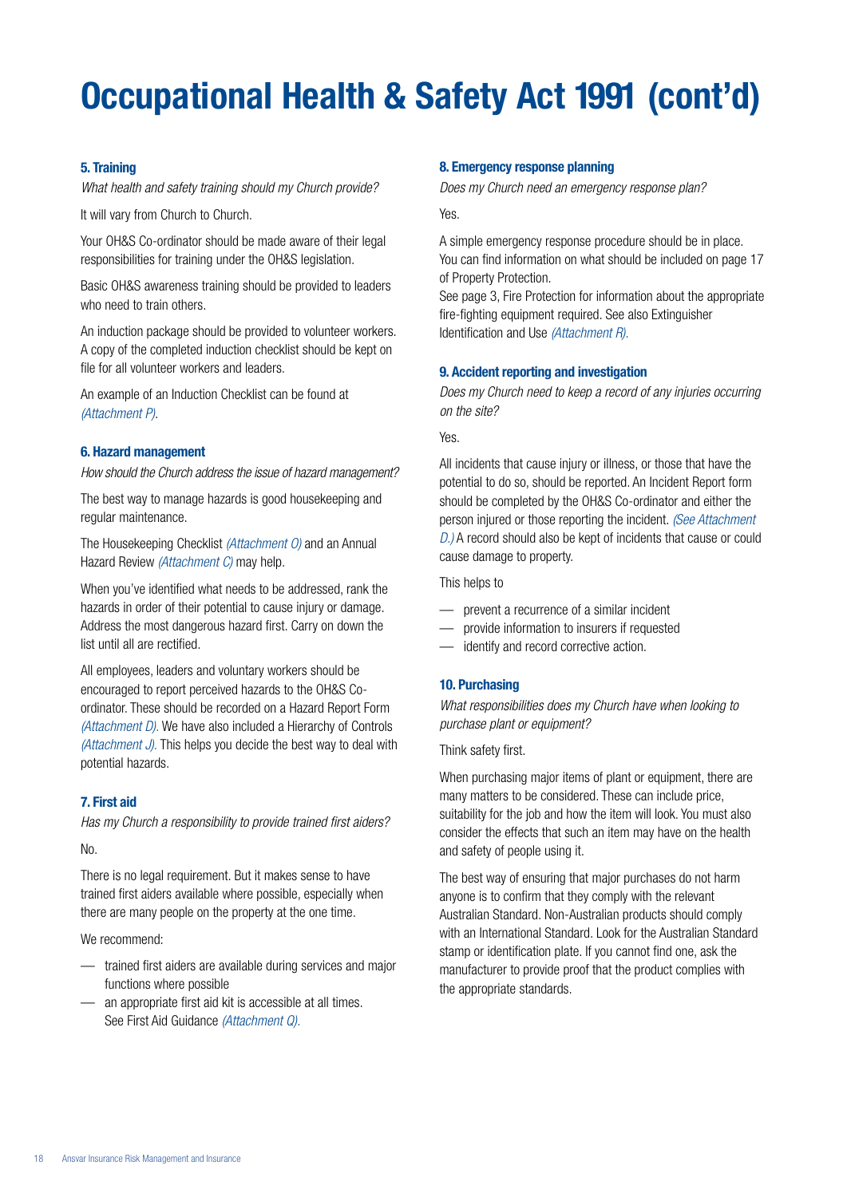# Occupational Health & Safety Act 1991 (cont'd)

### 5. Training

*What health and safety training should my Church provide?*

It will vary from Church to Church.

Your OH&S Co-ordinator should be made aware of their legal responsibilities for training under the OH&S legislation.

Basic OH&S awareness training should be provided to leaders who need to train others.

An induction package should be provided to volunteer workers. A copy of the completed induction checklist should be kept on file for all volunteer workers and leaders.

An example of an Induction Checklist can be found at *(Attachment P)*.

### 6. Hazard management

*How should the Church address the issue of hazard management?*

The best way to manage hazards is good housekeeping and regular maintenance.

The Housekeeping Checklist *(Attachment O)* and an Annual Hazard Review *(Attachment C)* may help.

When you've identified what needs to be addressed, rank the hazards in order of their potential to cause injury or damage. Address the most dangerous hazard first. Carry on down the list until all are rectified.

All employees, leaders and voluntary workers should be encouraged to report perceived hazards to the OH&S Co-ordinator. These should be recorded on a Hazard Report Form *(Attachment D)*. We have also included a Hierarchy of Controls *(Attachment J)*. This helps you decide the best way to deal with potential hazards.

### 7. First aid

*Has my Church a responsibility to provide trained first aiders?*

No.

There is no legal requirement. But it makes sense to have trained first aiders available where possible, especially when there are many people on the property at the one time.

We recommend:

- trained first aiders are available during services and major functions where possible
- an appropriate first aid kit is accessible at all times. See First Aid Guidance *(Attachment Q)*.

### 8. Emergency response planning

*Does my Church need an emergency response plan?*

Yes.

A simple emergency response procedure should be in place. You can find information on what should be included on page 17 of Property Protection.
See page 3, Fire Protection for information about the appropriate fire-fighting equipment required. See also Extinguisher Identification and Use *(Attachment R)*.

### 9. Accident reporting and investigation

*Does my Church need to keep a record of any injuries occurring on the site?*

Yes.

All incidents that cause injury or illness, or those that have the potential to do so, should be reported. An Incident Report form should be completed by the OH&S Co-ordinator and either the person injured or those reporting the incident. *(See Attachment D.)* A record should also be kept of incidents that cause or could cause damage to property.

This helps to

- prevent a recurrence of a similar incident
- provide information to insurers if requested
- identify and record corrective action.

### 10. Purchasing

*What responsibilities does my Church have when looking to purchase plant or equipment?*

Think safety first.

When purchasing major items of plant or equipment, there are many matters to be considered. These can include price, suitability for the job and how the item will look. You must also consider the effects that such an item may have on the health and safety of people using it.

The best way of ensuring that major purchases do not harm anyone is to confirm that they comply with the relevant Australian Standard. Non-Australian products should comply with an International Standard. Look for the Australian Standard stamp or identification plate. If you cannot find one, ask the manufacturer to provide proof that the product complies with the appropriate standards.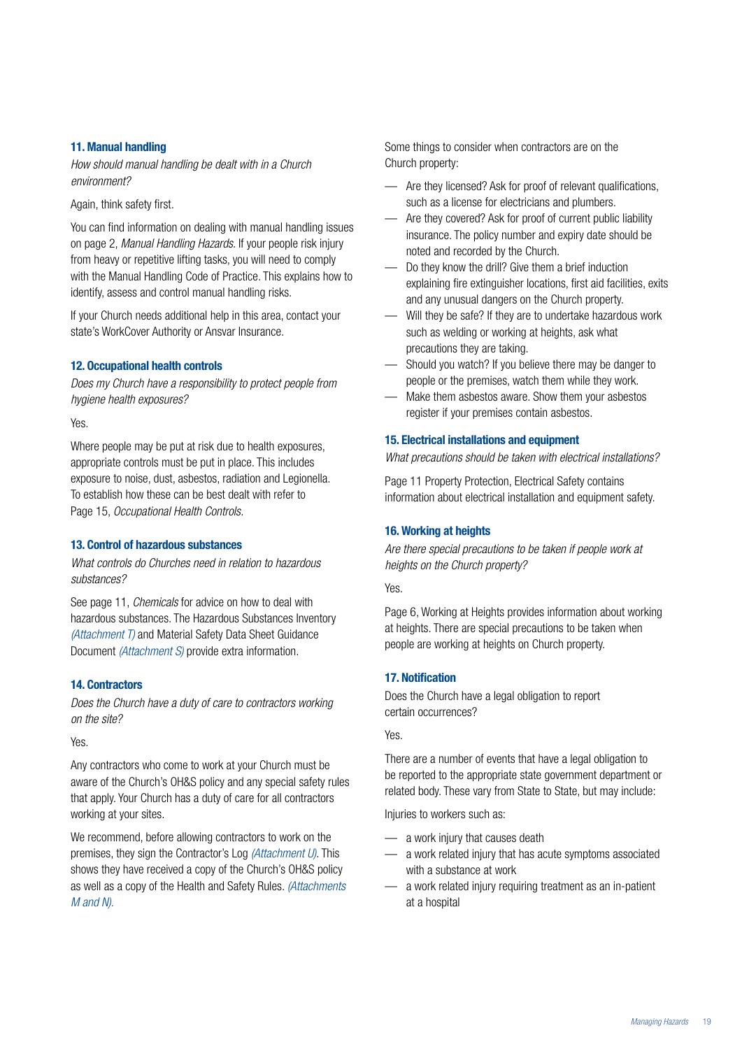### 11. Manual handling

*How should manual handling be dealt with in a Church environment?*

Again, think safety first.

You can find information on dealing with manual handling issues on page 2, *Manual Handling Hazards*. If your people risk injury from heavy or repetitive lifting tasks, you will need to comply with the Manual Handling Code of Practice. This explains how to identify, assess and control manual handling risks.

If your Church needs additional help in this area, contact your state's WorkCover Authority or Ansvar Insurance.

### 12. Occupational health controls

*Does my Church have a responsibility to protect people from hygiene health exposures?*

Yes.

Where people may be put at risk due to health exposures, appropriate controls must be put in place. This includes exposure to noise, dust, asbestos, radiation and Legionella. To establish how these can be best dealt with refer to Page 15, *Occupational Health Controls*.

### 13. Control of hazardous substances

*What controls do Churches need in relation to hazardous substances?*

See page 11, *Chemicals* for advice on how to deal with hazardous substances. The Hazardous Substances Inventory *(Attachment T)* and Material Safety Data Sheet Guidance Document *(Attachment S)* provide extra information.

### 14. Contractors

*Does the Church have a duty of care to contractors working on the site?*

Yes.

Any contractors who come to work at your Church must be aware of the Church's OH&S policy and any special safety rules that apply. Your Church has a duty of care for all contractors working at your sites.

We recommend, before allowing contractors to work on the premises, they sign the Contractor's Log *(Attachment U)*. This shows they have received a copy of the Church's OH&S policy as well as a copy of the Health and Safety Rules. *(Attachments M and N)*.

Some things to consider when contractors are on the Church property:

- Are they licensed? Ask for proof of relevant qualifications, such as a license for electricians and plumbers.
- Are they covered? Ask for proof of current public liability insurance. The policy number and expiry date should be noted and recorded by the Church.
- Do they know the drill? Give them a brief induction explaining fire extinguisher locations, first aid facilities, exits and any unusual dangers on the Church property.
- Will they be safe? If they are to undertake hazardous work such as welding or working at heights, ask what precautions they are taking.
- Should you watch? If you believe there may be danger to people or the premises, watch them while they work.
- Make them asbestos aware. Show them your asbestos register if your premises contain asbestos.

### 15. Electrical installations and equipment

*What precautions should be taken with electrical installations?*

Page 11 Property Protection, Electrical Safety contains information about electrical installation and equipment safety.

### 16. Working at heights

*Are there special precautions to be taken if people work at heights on the Church property?*

Yes.

Page 6, Working at Heights provides information about working at heights. There are special precautions to be taken when people are working at heights on Church property.

### 17. Notification

Does the Church have a legal obligation to report certain occurrences?

Yes.

There are a number of events that have a legal obligation to be reported to the appropriate state government department or related body. These vary from State to State, but may include:

Injuries to workers such as:

- a work injury that causes death
- a work related injury that has acute symptoms associated with a substance at work
- a work related injury requiring treatment as an in-patient at a hospital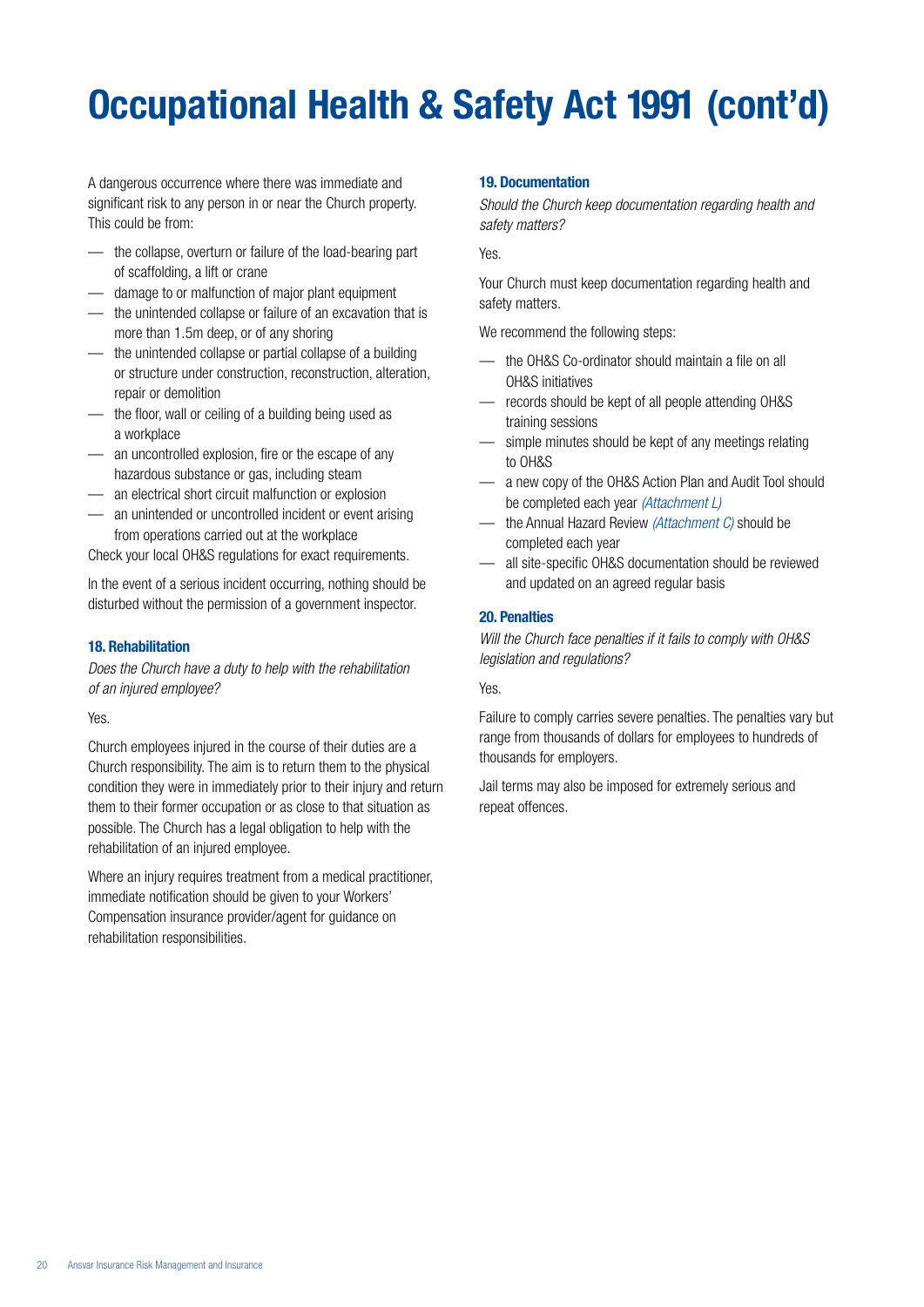# Occupational Health & Safety Act 1991 (cont'd)

A dangerous occurrence where there was immediate and significant risk to any person in or near the Church property. This could be from:

- the collapse, overturn or failure of the load-bearing part of scaffolding, a lift or crane
- damage to or malfunction of major plant equipment
- the unintended collapse or failure of an excavation that is more than 1.5m deep, or of any shoring
- the unintended collapse or partial collapse of a building or structure under construction, reconstruction, alteration, repair or demolition
- the floor, wall or ceiling of a building being used as a workplace
- an uncontrolled explosion, fire or the escape of any hazardous substance or gas, including steam
- an electrical short circuit malfunction or explosion
- an unintended or uncontrolled incident or event arising from operations carried out at the workplace

Check your local OH&S regulations for exact requirements.

In the event of a serious incident occurring, nothing should be disturbed without the permission of a government inspector.

### 18. Rehabilitation

*Does the Church have a duty to help with the rehabilitation of an injured employee?*

Yes.

Church employees injured in the course of their duties are a Church responsibility. The aim is to return them to the physical condition they were in immediately prior to their injury and return them to their former occupation or as close to that situation as possible. The Church has a legal obligation to help with the rehabilitation of an injured employee.

Where an injury requires treatment from a medical practitioner, immediate notification should be given to your Workers' Compensation insurance provider/agent for guidance on rehabilitation responsibilities.

### 19. Documentation

*Should the Church keep documentation regarding health and safety matters?*

Yes.

Your Church must keep documentation regarding health and safety matters.

We recommend the following steps:

- the OH&S Co-ordinator should maintain a file on all OH&S initiatives
- records should be kept of all people attending OH&S training sessions
- simple minutes should be kept of any meetings relating to OH&S
- a new copy of the OH&S Action Plan and Audit Tool should be completed each year *(Attachment L)*
- the Annual Hazard Review *(Attachment C)* should be completed each year
- all site-specific OH&S documentation should be reviewed and updated on an agreed regular basis

### 20. Penalties

*Will the Church face penalties if it fails to comply with OH&S legislation and regulations?*

Yes.

Failure to comply carries severe penalties. The penalties vary but range from thousands of dollars for employees to hundreds of thousands for employers.

Jail terms may also be imposed for extremely serious and repeat offences.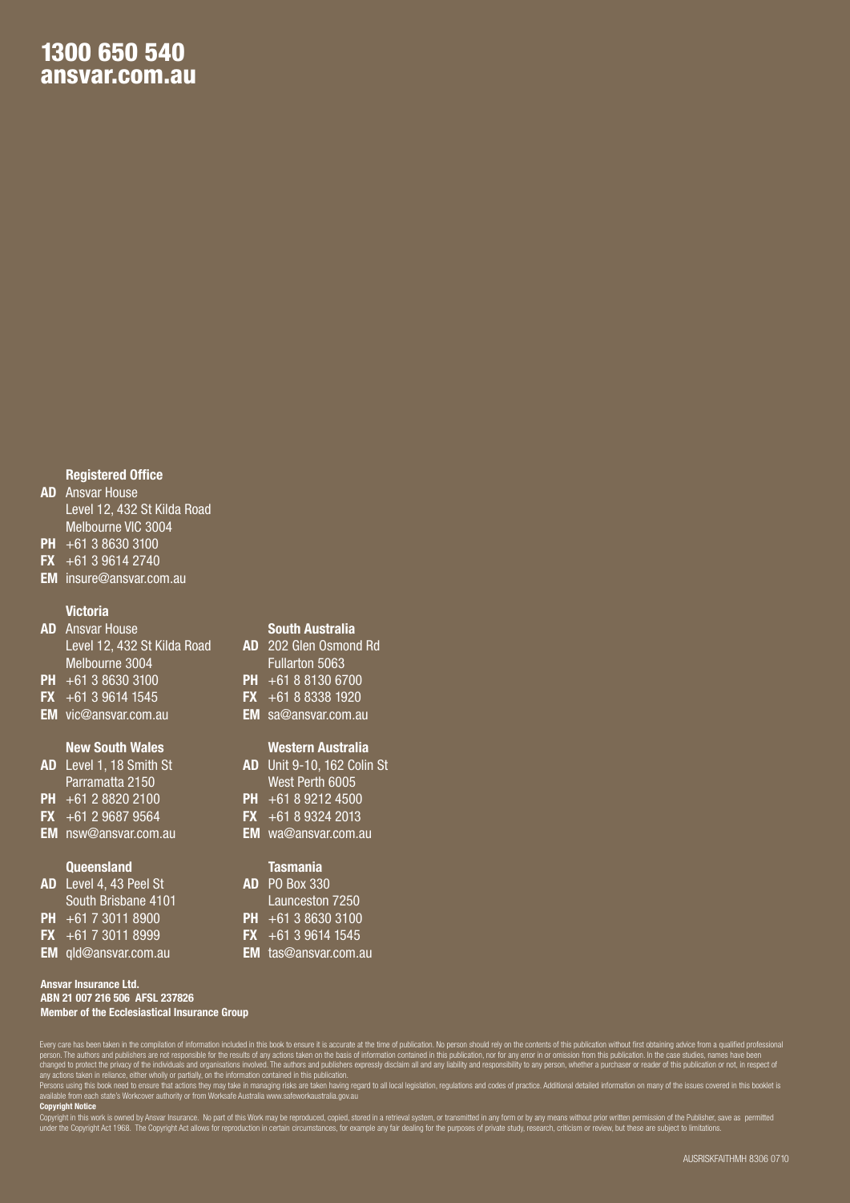# 1300 650 540
# ansvar.com.au

**Registered Office**

**AD** Ansvar House
Level 12, 432 St Kilda Road
Melbourne VIC 3004
**PH** +61 3 8630 3100
**FX** +61 3 9614 2740
**EM** insure@ansvar.com.au

**Victoria**

**AD** Ansvar House
Level 12, 432 St Kilda Road
Melbourne 3004
**PH** +61 3 8630 3100
**FX** +61 3 9614 1545
**EM** vic@ansvar.com.au

**New South Wales**

**AD** Level 1, 18 Smith St
Parramatta 2150
**PH** +61 2 8820 2100
**FX** +61 2 9687 9564
**EM** nsw@ansvar.com.au

**Queensland**

**AD** Level 4, 43 Peel St
South Brisbane 4101
**PH** +61 7 3011 8900
**FX** +61 7 3011 8999
**EM** qld@ansvar.com.au

**South Australia**

**AD** 202 Glen Osmond Rd
Fullarton 5063
**PH** +61 8 8130 6700
**FX** +61 8 8338 1920
**EM** sa@ansvar.com.au

**Western Australia**

**AD** Unit 9-10, 162 Colin St
West Perth 6005
**PH** +61 8 9212 4500
**FX** +61 8 9324 2013
**EM** wa@ansvar.com.au

**Tasmania**

**AD** PO Box 330
Launceston 7250
**PH** +61 3 8630 3100
**FX** +61 3 9614 1545
**EM** tas@ansvar.com.au

**Ansvar Insurance Ltd.**
**ABN 21 007 216 506 AFSL 237826**
**Member of the Ecclesiastical Insurance Group**

Every care has been taken in the compilation of information included in this book to ensure it is accurate at the time of publication. No person should rely on the contents of this publication without first obtaining advice from a qualified professional person. The authors and publishers are not responsible for the results of any actions taken on the basis of information contained in this publication, nor for any error in or omission from this publication. In the case studies, names have been changed to protect the privacy of the individuals and organisations involved. The authors and publishers expressly disclaim all and any liability and responsibility to any person, whether a purchaser or reader of this publication or not, in respect of any actions taken in reliance, either wholly or partially, on the information contained in this publication.
Persons using this book need to ensure that actions they may take in managing risks are taken having regard to all local legislation, regulations and codes of practice. Additional detailed information on many of the issues covered in this booklet is available from each state's Workcover authority or from Worksafe Australia www.safeworkaustralia.gov.au

**Copyright Notice**

Copyright in this work is owned by Ansvar Insurance. No part of this Work may be reproduced, copied, stored in a retrieval system, or transmitted in any form or by any means without prior written permission of the Publisher, save as permitted under the Copyright Act 1968. The Copyright Act allows for reproduction in certain circumstances, for example any fair dealing for the purposes of private study, research, criticism or review, but these are subject to limitations.

AUSRISKFAITHMH 8306 0710